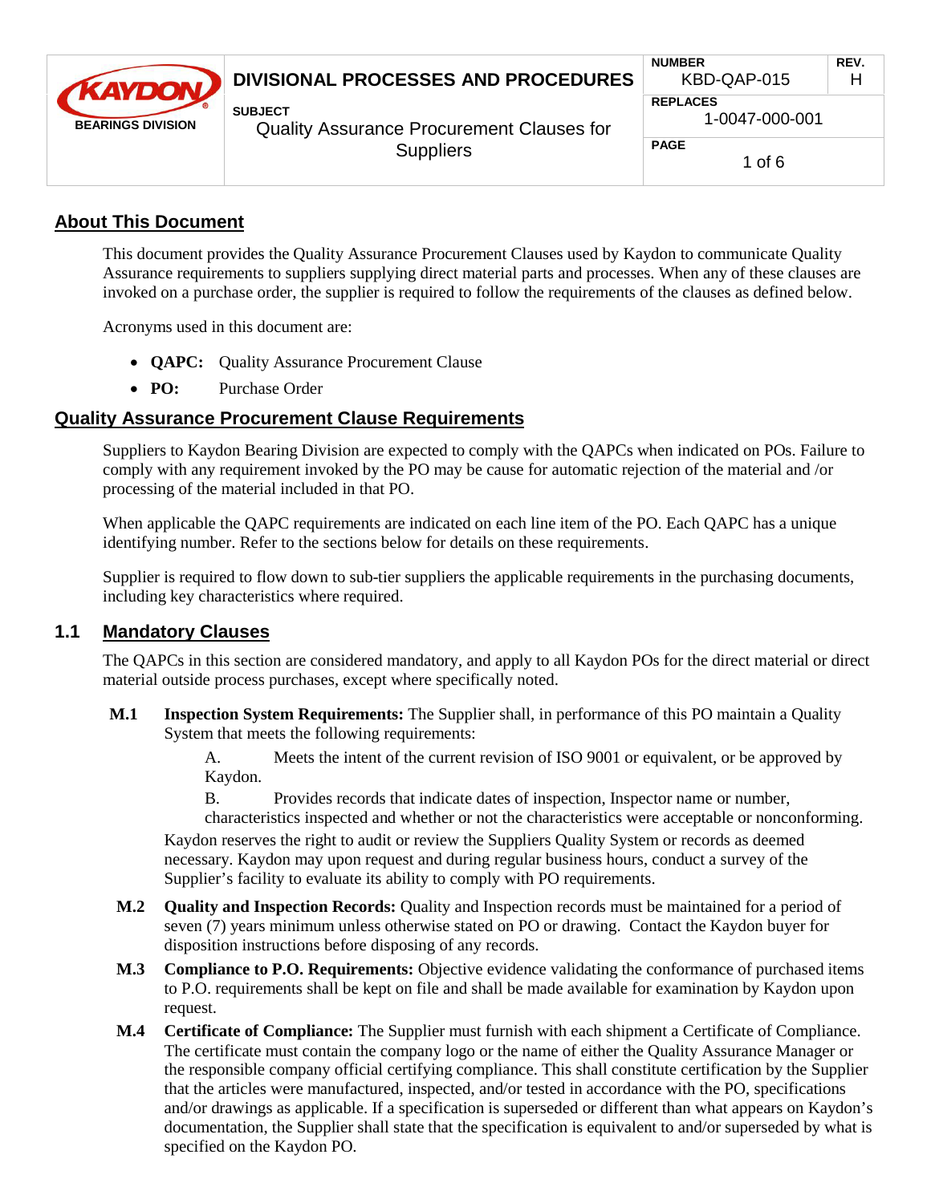| KAYDON BEARINGS DIVISION | DIVISIONAL PROCESSES AND PROCEDURES | NUMBER KBD-QAP-015 | REV. H |
|---|---|---|---|
| | SUBJECT Quality Assurance Procurement Clauses for Suppliers | REPLACES 1-0047-000-001 | |

## About This Document

This document provides the Quality Assurance Procurement Clauses used by Kaydon to communicate Quality Assurance requirements to suppliers supplying direct material parts and processes. When any of these clauses are invoked on a purchase order, the supplier is required to follow the requirements of the clauses as defined below.

Acronyms used in this document are:

- **QAPC:** Quality Assurance Procurement Clause
- **PO:** Purchase Order

## Quality Assurance Procurement Clause Requirements

Suppliers to Kaydon Bearing Division are expected to comply with the QAPCs when indicated on POs. Failure to comply with any requirement invoked by the PO may be cause for automatic rejection of the material and /or processing of the material included in that PO.

When applicable the QAPC requirements are indicated on each line item of the PO. Each QAPC has a unique identifying number. Refer to the sections below for details on these requirements.

Supplier is required to flow down to sub-tier suppliers the applicable requirements in the purchasing documents, including key characteristics where required.

### 1.1 Mandatory Clauses

The QAPCs in this section are considered mandatory, and apply to all Kaydon POs for the direct material or direct material outside process purchases, except where specifically noted.

**M.1** **Inspection System Requirements:** The Supplier shall, in performance of this PO maintain a Quality System that meets the following requirements:

A. Meets the intent of the current revision of ISO 9001 or equivalent, or be approved by Kaydon.

B. Provides records that indicate dates of inspection, Inspector name or number, characteristics inspected and whether or not the characteristics were acceptable or nonconforming.

Kaydon reserves the right to audit or review the Suppliers Quality System or records as deemed necessary. Kaydon may upon request and during regular business hours, conduct a survey of the Supplier's facility to evaluate its ability to comply with PO requirements.

**M.2** **Quality and Inspection Records:** Quality and Inspection records must be maintained for a period of seven (7) years minimum unless otherwise stated on PO or drawing. Contact the Kaydon buyer for disposition instructions before disposing of any records.

**M.3** **Compliance to P.O. Requirements:** Objective evidence validating the conformance of purchased items to P.O. requirements shall be kept on file and shall be made available for examination by Kaydon upon request.

**M.4** **Certificate of Compliance:** The Supplier must furnish with each shipment a Certificate of Compliance. The certificate must contain the company logo or the name of either the Quality Assurance Manager or the responsible company official certifying compliance. This shall constitute certification by the Supplier that the articles were manufactured, inspected, and/or tested in accordance with the PO, specifications and/or drawings as applicable. If a specification is superseded or different than what appears on Kaydon's documentation, the Supplier shall state that the specification is equivalent to and/or superseded by what is specified on the Kaydon PO.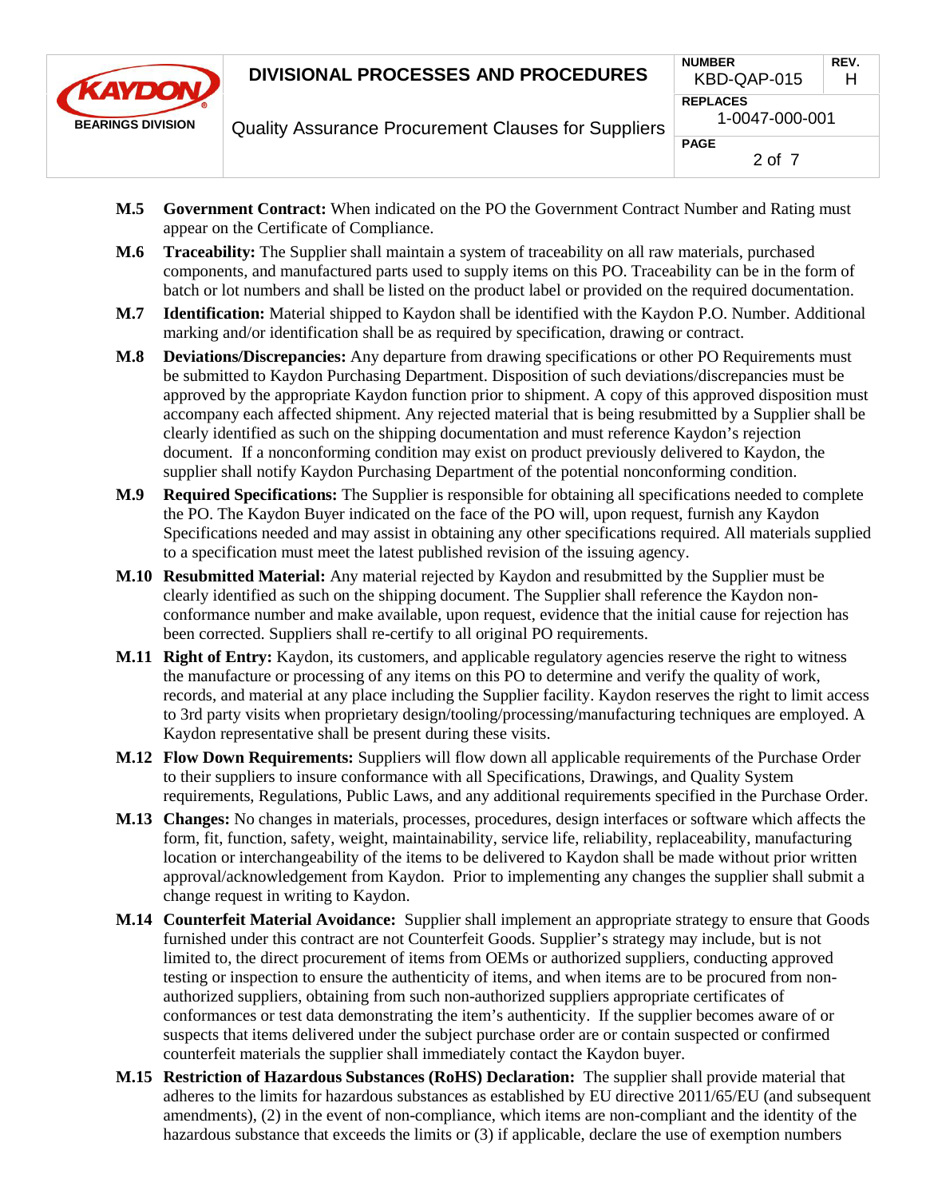**M.5 Government Contract:** When indicated on the PO the Government Contract Number and Rating must appear on the Certificate of Compliance.

**M.6 Traceability:** The Supplier shall maintain a system of traceability on all raw materials, purchased components, and manufactured parts used to supply items on this PO. Traceability can be in the form of batch or lot numbers and shall be listed on the product label or provided on the required documentation.

**M.7 Identification:** Material shipped to Kaydon shall be identified with the Kaydon P.O. Number. Additional marking and/or identification shall be as required by specification, drawing or contract.

**M.8 Deviations/Discrepancies:** Any departure from drawing specifications or other PO Requirements must be submitted to Kaydon Purchasing Department. Disposition of such deviations/discrepancies must be approved by the appropriate Kaydon function prior to shipment. A copy of this approved disposition must accompany each affected shipment. Any rejected material that is being resubmitted by a Supplier shall be clearly identified as such on the shipping documentation and must reference Kaydon's rejection document. If a nonconforming condition may exist on product previously delivered to Kaydon, the supplier shall notify Kaydon Purchasing Department of the potential nonconforming condition.

**M.9 Required Specifications:** The Supplier is responsible for obtaining all specifications needed to complete the PO. The Kaydon Buyer indicated on the face of the PO will, upon request, furnish any Kaydon Specifications needed and may assist in obtaining any other specifications required. All materials supplied to a specification must meet the latest published revision of the issuing agency.

**M.10 Resubmitted Material:** Any material rejected by Kaydon and resubmitted by the Supplier must be clearly identified as such on the shipping document. The Supplier shall reference the Kaydon non-conformance number and make available, upon request, evidence that the initial cause for rejection has been corrected. Suppliers shall re-certify to all original PO requirements.

**M.11 Right of Entry:** Kaydon, its customers, and applicable regulatory agencies reserve the right to witness the manufacture or processing of any items on this PO to determine and verify the quality of work, records, and material at any place including the Supplier facility. Kaydon reserves the right to limit access to 3rd party visits when proprietary design/tooling/processing/manufacturing techniques are employed. A Kaydon representative shall be present during these visits.

**M.12 Flow Down Requirements:** Suppliers will flow down all applicable requirements of the Purchase Order to their suppliers to insure conformance with all Specifications, Drawings, and Quality System requirements, Regulations, Public Laws, and any additional requirements specified in the Purchase Order.

**M.13 Changes:** No changes in materials, processes, procedures, design interfaces or software which affects the form, fit, function, safety, weight, maintainability, service life, reliability, replaceability, manufacturing location or interchangeability of the items to be delivered to Kaydon shall be made without prior written approval/acknowledgement from Kaydon. Prior to implementing any changes the supplier shall submit a change request in writing to Kaydon.

**M.14 Counterfeit Material Avoidance:** Supplier shall implement an appropriate strategy to ensure that Goods furnished under this contract are not Counterfeit Goods. Supplier's strategy may include, but is not limited to, the direct procurement of items from OEMs or authorized suppliers, conducting approved testing or inspection to ensure the authenticity of items, and when items are to be procured from non-authorized suppliers, obtaining from such non-authorized suppliers appropriate certificates of conformances or test data demonstrating the item's authenticity. If the supplier becomes aware of or suspects that items delivered under the subject purchase order are or contain suspected or confirmed counterfeit materials the supplier shall immediately contact the Kaydon buyer.

**M.15 Restriction of Hazardous Substances (RoHS) Declaration:** The supplier shall provide material that adheres to the limits for hazardous substances as established by EU directive 2011/65/EU (and subsequent amendments), (2) in the event of non-compliance, which items are non-compliant and the identity of the hazardous substance that exceeds the limits or (3) if applicable, declare the use of exemption numbers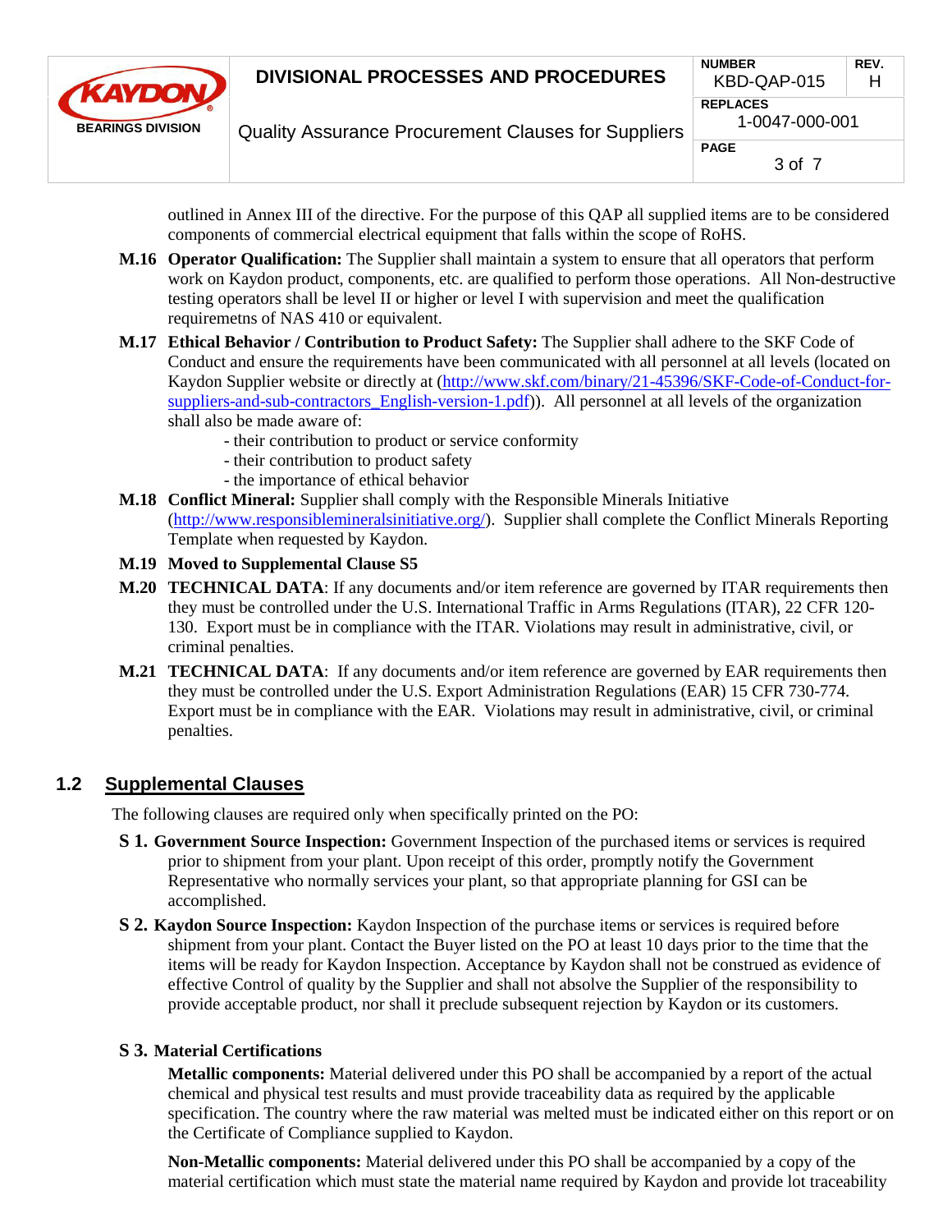outlined in Annex III of the directive. For the purpose of this QAP all supplied items are to be considered components of commercial electrical equipment that falls within the scope of RoHS.

**M.16 Operator Qualification:** The Supplier shall maintain a system to ensure that all operators that perform work on Kaydon product, components, etc. are qualified to perform those operations. All Non-destructive testing operators shall be level II or higher or level I with supervision and meet the qualification requiremetns of NAS 410 or equivalent.

**M.17 Ethical Behavior / Contribution to Product Safety:** The Supplier shall adhere to the SKF Code of Conduct and ensure the requirements have been communicated with all personnel at all levels (located on Kaydon Supplier website or directly at (http://www.skf.com/binary/21-45396/SKF-Code-of-Conduct-for-suppliers-and-sub-contractors_English-version-1.pdf)). All personnel at all levels of the organization shall also be made aware of:

- their contribution to product or service conformity
- their contribution to product safety
- the importance of ethical behavior

**M.18 Conflict Mineral:** Supplier shall comply with the Responsible Minerals Initiative (http://www.responsiblemineralsinitiative.org/). Supplier shall complete the Conflict Minerals Reporting Template when requested by Kaydon.

**M.19 Moved to Supplemental Clause S5**

**M.20 TECHNICAL DATA**: If any documents and/or item reference are governed by ITAR requirements then they must be controlled under the U.S. International Traffic in Arms Regulations (ITAR), 22 CFR 120-130. Export must be in compliance with the ITAR. Violations may result in administrative, civil, or criminal penalties.

**M.21 TECHNICAL DATA**: If any documents and/or item reference are governed by EAR requirements then they must be controlled under the U.S. Export Administration Regulations (EAR) 15 CFR 730-774. Export must be in compliance with the EAR. Violations may result in administrative, civil, or criminal penalties.

## 1.2 Supplemental Clauses

The following clauses are required only when specifically printed on the PO:

**S 1. Government Source Inspection:** Government Inspection of the purchased items or services is required prior to shipment from your plant. Upon receipt of this order, promptly notify the Government Representative who normally services your plant, so that appropriate planning for GSI can be accomplished.

**S 2. Kaydon Source Inspection:** Kaydon Inspection of the purchase items or services is required before shipment from your plant. Contact the Buyer listed on the PO at least 10 days prior to the time that the items will be ready for Kaydon Inspection. Acceptance by Kaydon shall not be construed as evidence of effective Control of quality by the Supplier and shall not absolve the Supplier of the responsibility to provide acceptable product, nor shall it preclude subsequent rejection by Kaydon or its customers.

**S 3. Material Certifications**

**Metallic components:** Material delivered under this PO shall be accompanied by a report of the actual chemical and physical test results and must provide traceability data as required by the applicable specification. The country where the raw material was melted must be indicated either on this report or on the Certificate of Compliance supplied to Kaydon.

**Non-Metallic components:** Material delivered under this PO shall be accompanied by a copy of the material certification which must state the material name required by Kaydon and provide lot traceability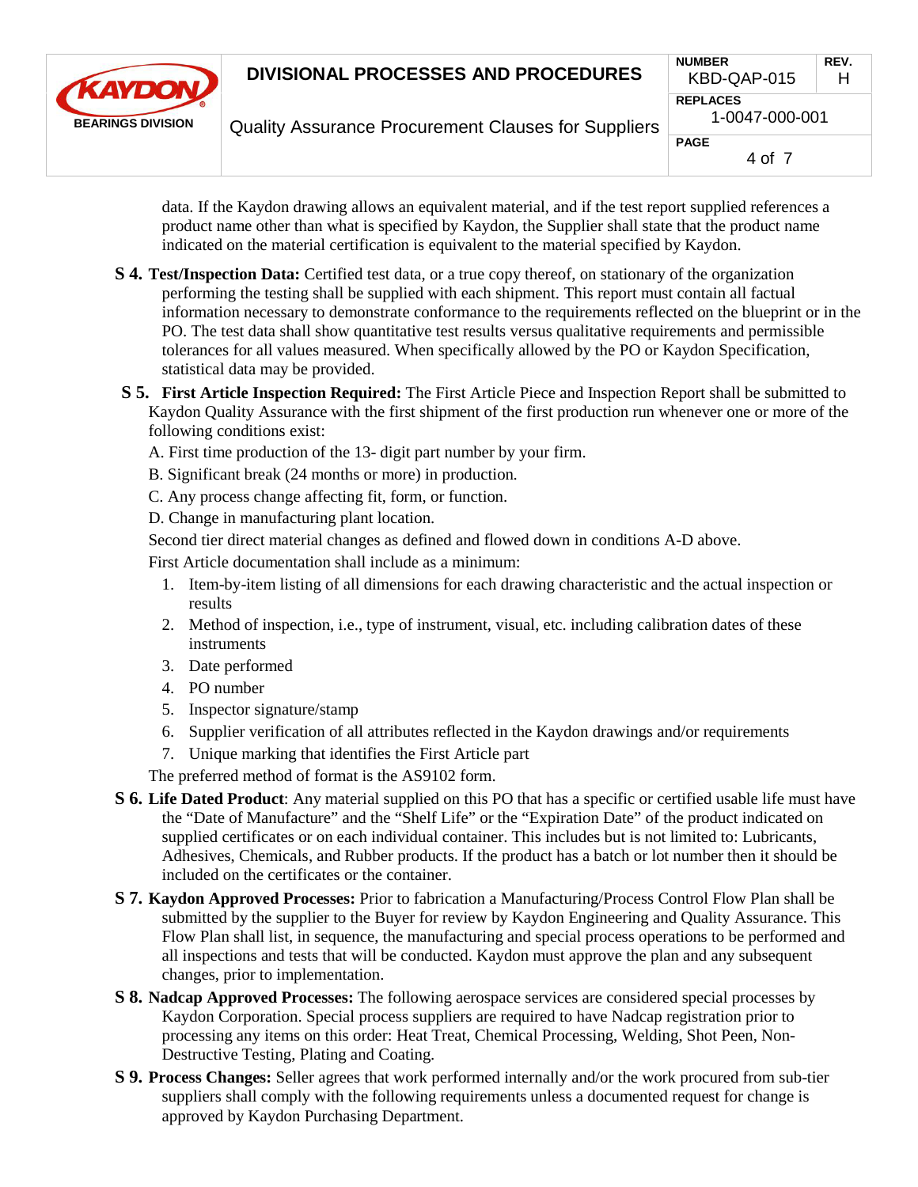data. If the Kaydon drawing allows an equivalent material, and if the test report supplied references a product name other than what is specified by Kaydon, the Supplier shall state that the product name indicated on the material certification is equivalent to the material specified by Kaydon.

**S 4. Test/Inspection Data:** Certified test data, or a true copy thereof, on stationary of the organization performing the testing shall be supplied with each shipment. This report must contain all factual information necessary to demonstrate conformance to the requirements reflected on the blueprint or in the PO. The test data shall show quantitative test results versus qualitative requirements and permissible tolerances for all values measured. When specifically allowed by the PO or Kaydon Specification, statistical data may be provided.

**S 5. First Article Inspection Required:** The First Article Piece and Inspection Report shall be submitted to Kaydon Quality Assurance with the first shipment of the first production run whenever one or more of the following conditions exist:

A. First time production of the 13- digit part number by your firm.

B. Significant break (24 months or more) in production.

C. Any process change affecting fit, form, or function.

D. Change in manufacturing plant location.

Second tier direct material changes as defined and flowed down in conditions A-D above.

First Article documentation shall include as a minimum:

1. Item-by-item listing of all dimensions for each drawing characteristic and the actual inspection or results
2. Method of inspection, i.e., type of instrument, visual, etc. including calibration dates of these instruments
3. Date performed
4. PO number
5. Inspector signature/stamp
6. Supplier verification of all attributes reflected in the Kaydon drawings and/or requirements
7. Unique marking that identifies the First Article part

The preferred method of format is the AS9102 form.

**S 6. Life Dated Product**: Any material supplied on this PO that has a specific or certified usable life must have the "Date of Manufacture" and the "Shelf Life" or the "Expiration Date" of the product indicated on supplied certificates or on each individual container. This includes but is not limited to: Lubricants, Adhesives, Chemicals, and Rubber products. If the product has a batch or lot number then it should be included on the certificates or the container.

**S 7. Kaydon Approved Processes:** Prior to fabrication a Manufacturing/Process Control Flow Plan shall be submitted by the supplier to the Buyer for review by Kaydon Engineering and Quality Assurance. This Flow Plan shall list, in sequence, the manufacturing and special process operations to be performed and all inspections and tests that will be conducted. Kaydon must approve the plan and any subsequent changes, prior to implementation.

**S 8. Nadcap Approved Processes:** The following aerospace services are considered special processes by Kaydon Corporation. Special process suppliers are required to have Nadcap registration prior to processing any items on this order: Heat Treat, Chemical Processing, Welding, Shot Peen, Non-Destructive Testing, Plating and Coating.

**S 9. Process Changes:** Seller agrees that work performed internally and/or the work procured from sub-tier suppliers shall comply with the following requirements unless a documented request for change is approved by Kaydon Purchasing Department.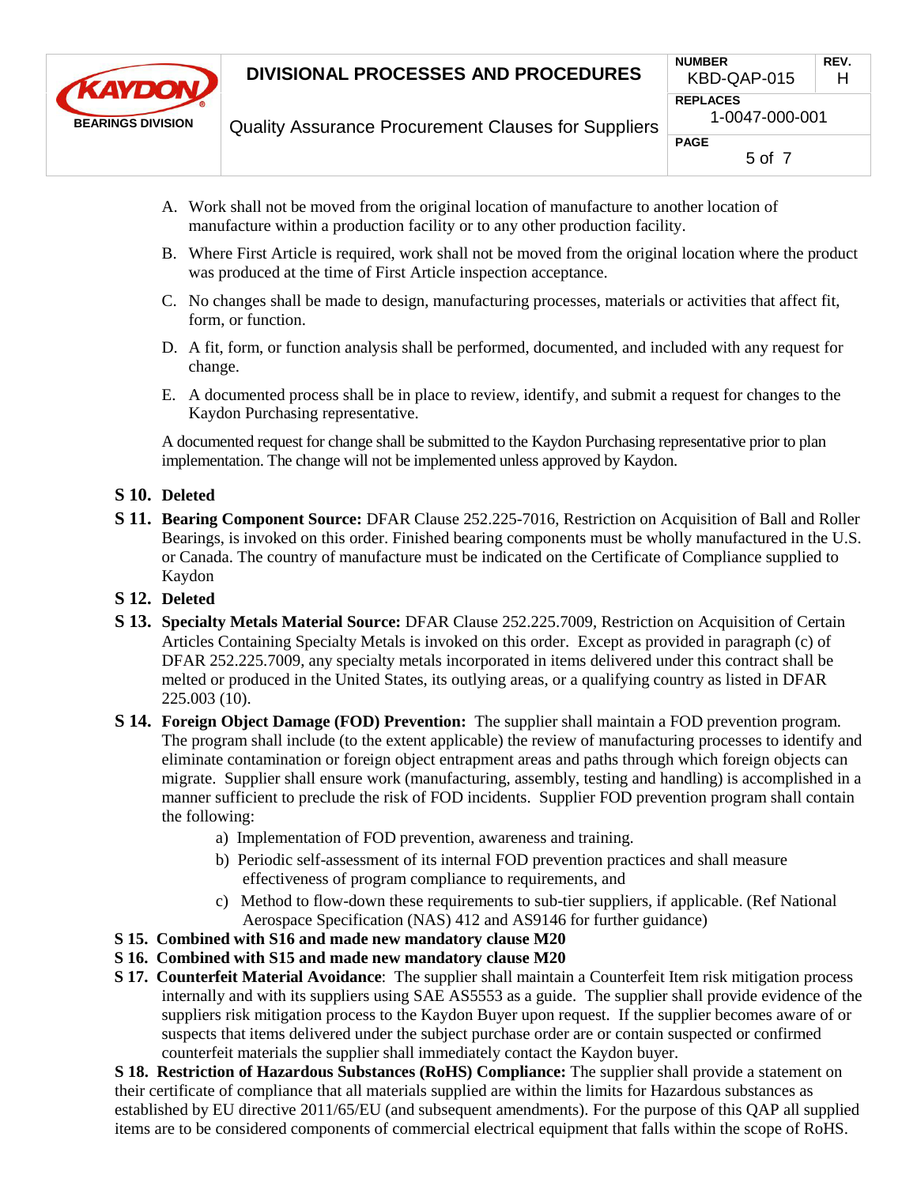A. Work shall not be moved from the original location of manufacture to another location of manufacture within a production facility or to any other production facility.

B. Where First Article is required, work shall not be moved from the original location where the product was produced at the time of First Article inspection acceptance.

C. No changes shall be made to design, manufacturing processes, materials or activities that affect fit, form, or function.

D. A fit, form, or function analysis shall be performed, documented, and included with any request for change.

E. A documented process shall be in place to review, identify, and submit a request for changes to the Kaydon Purchasing representative.

A documented request for change shall be submitted to the Kaydon Purchasing representative prior to plan implementation. The change will not be implemented unless approved by Kaydon.

**S 10. Deleted**

**S 11. Bearing Component Source:** DFAR Clause 252.225-7016, Restriction on Acquisition of Ball and Roller Bearings, is invoked on this order. Finished bearing components must be wholly manufactured in the U.S. or Canada. The country of manufacture must be indicated on the Certificate of Compliance supplied to Kaydon

**S 12. Deleted**

**S 13. Specialty Metals Material Source:** DFAR Clause 252.225.7009, Restriction on Acquisition of Certain Articles Containing Specialty Metals is invoked on this order. Except as provided in paragraph (c) of DFAR 252.225.7009, any specialty metals incorporated in items delivered under this contract shall be melted or produced in the United States, its outlying areas, or a qualifying country as listed in DFAR 225.003 (10).

**S 14. Foreign Object Damage (FOD) Prevention:** The supplier shall maintain a FOD prevention program. The program shall include (to the extent applicable) the review of manufacturing processes to identify and eliminate contamination or foreign object entrapment areas and paths through which foreign objects can migrate. Supplier shall ensure work (manufacturing, assembly, testing and handling) is accomplished in a manner sufficient to preclude the risk of FOD incidents. Supplier FOD prevention program shall contain the following:

a) Implementation of FOD prevention, awareness and training.
b) Periodic self-assessment of its internal FOD prevention practices and shall measure effectiveness of program compliance to requirements, and
c) Method to flow-down these requirements to sub-tier suppliers, if applicable. (Ref National Aerospace Specification (NAS) 412 and AS9146 for further guidance)

**S 15. Combined with S16 and made new mandatory clause M20**

**S 16. Combined with S15 and made new mandatory clause M20**

**S 17. Counterfeit Material Avoidance**: The supplier shall maintain a Counterfeit Item risk mitigation process internally and with its suppliers using SAE AS5553 as a guide. The supplier shall provide evidence of the suppliers risk mitigation process to the Kaydon Buyer upon request. If the supplier becomes aware of or suspects that items delivered under the subject purchase order are or contain suspected or confirmed counterfeit materials the supplier shall immediately contact the Kaydon buyer.

**S 18. Restriction of Hazardous Substances (RoHS) Compliance:** The supplier shall provide a statement on their certificate of compliance that all materials supplied are within the limits for Hazardous substances as established by EU directive 2011/65/EU (and subsequent amendments). For the purpose of this QAP all supplied items are to be considered components of commercial electrical equipment that falls within the scope of RoHS.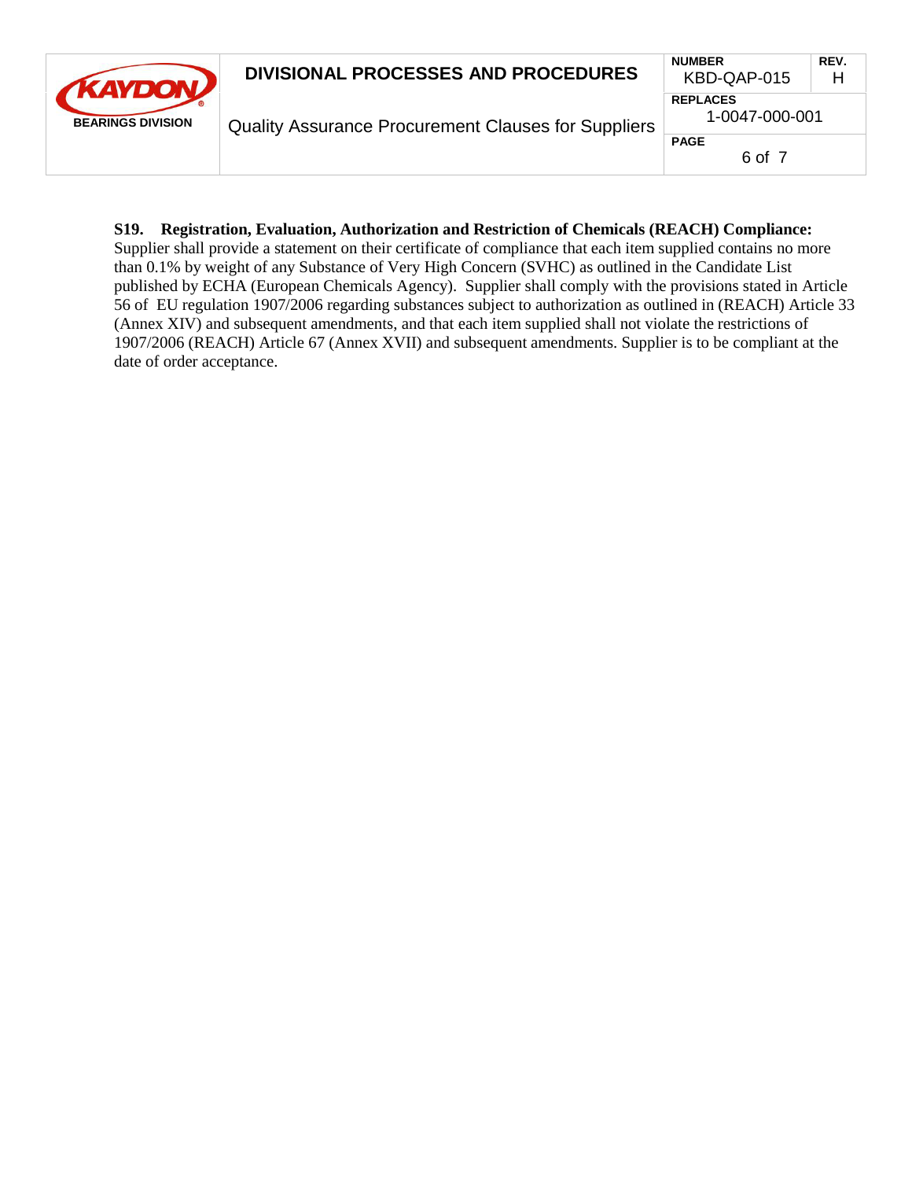**S19. Registration, Evaluation, Authorization and Restriction of Chemicals (REACH) Compliance:** Supplier shall provide a statement on their certificate of compliance that each item supplied contains no more than 0.1% by weight of any Substance of Very High Concern (SVHC) as outlined in the Candidate List published by ECHA (European Chemicals Agency). Supplier shall comply with the provisions stated in Article 56 of EU regulation 1907/2006 regarding substances subject to authorization as outlined in (REACH) Article 33 (Annex XIV) and subsequent amendments, and that each item supplied shall not violate the restrictions of 1907/2006 (REACH) Article 67 (Annex XVII) and subsequent amendments. Supplier is to be compliant at the date of order acceptance.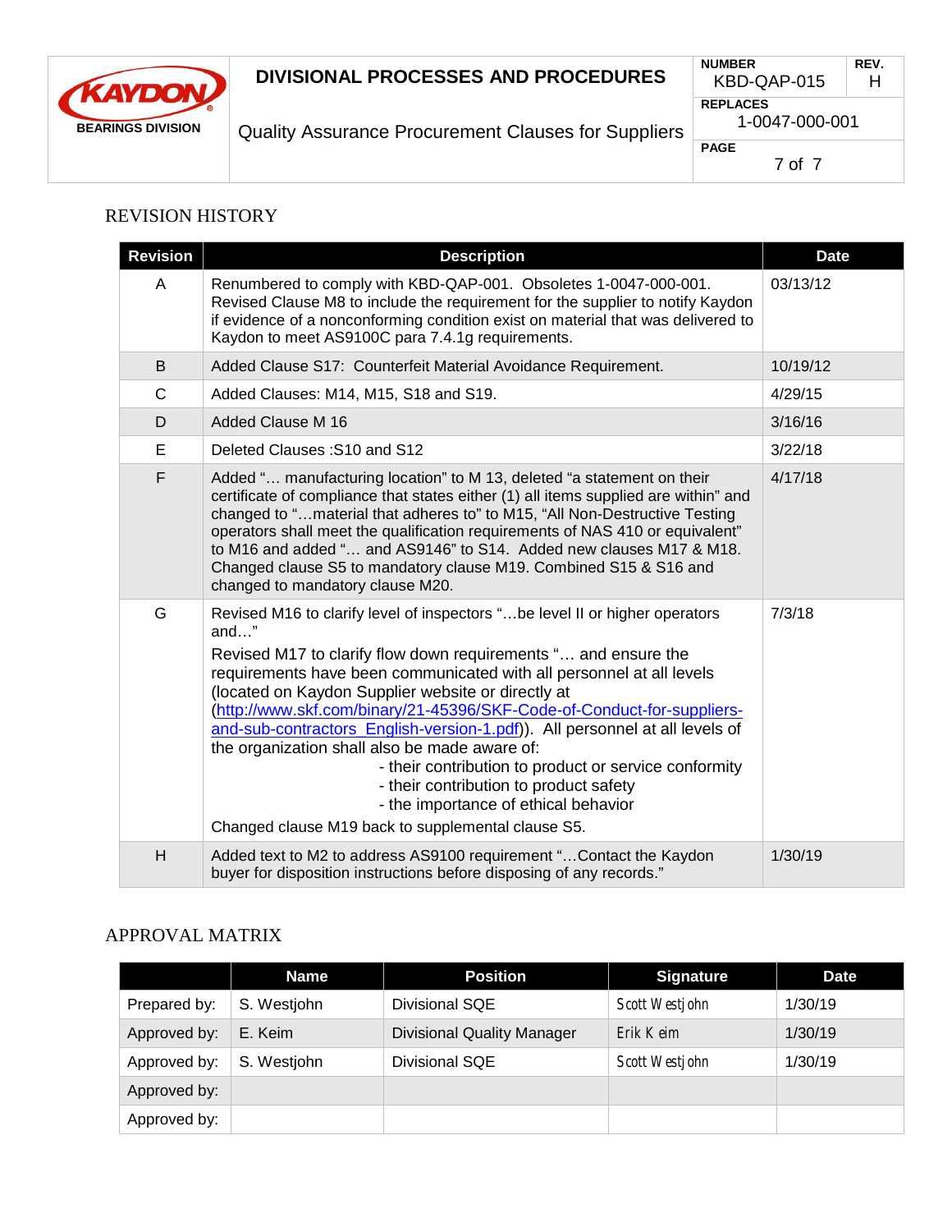## REVISION HISTORY

| Revision | Description | Date |
|---|---|---|
| A | Renumbered to comply with KBD-QAP-001. Obsoletes 1-0047-000-001. Revised Clause M8 to include the requirement for the supplier to notify Kaydon if evidence of a nonconforming condition exist on material that was delivered to Kaydon to meet AS9100C para 7.4.1g requirements. | 03/13/12 |
| B | Added Clause S17: Counterfeit Material Avoidance Requirement. | 10/19/12 |
| C | Added Clauses: M14, M15, S18 and S19. | 4/29/15 |
| D | Added Clause M 16 | 3/16/16 |
| E | Deleted Clauses :S10 and S12 | 3/22/18 |
| F | Added "… manufacturing location" to M 13, deleted "a statement on their certificate of compliance that states either (1) all items supplied are within" and changed to "…material that adheres to" to M15, "All Non-Destructive Testing operators shall meet the qualification requirements of NAS 410 or equivalent" to M16 and added "… and AS9146" to S14. Added new clauses M17 & M18. Changed clause S5 to mandatory clause M19. Combined S15 & S16 and changed to mandatory clause M20. | 4/17/18 |
| G | Revised M16 to clarify level of inspectors "…be level II or higher operators and…"<br>Revised M17 to clarify flow down requirements "… and ensure the requirements have been communicated with all personnel at all levels (located on Kaydon Supplier website or directly at (http://www.skf.com/binary/21-45396/SKF-Code-of-Conduct-for-suppliers-and-sub-contractors_English-version-1.pdf)). All personnel at all levels of the organization shall also be made aware of:<br>- their contribution to product or service conformity<br>- their contribution to product safety<br>- the importance of ethical behavior<br>Changed clause M19 back to supplemental clause S5. | 7/3/18 |
| H | Added text to M2 to address AS9100 requirement "…Contact the Kaydon buyer for disposition instructions before disposing of any records." | 1/30/19 |

## APPROVAL MATRIX

| | Name | Position | Signature | Date |
|---|---|---|---|---|
| Prepared by: | S. Westjohn | Divisional SQE | Scott Westjohn | 1/30/19 |
| Approved by: | E. Keim | Divisional Quality Manager | Erik Keim | 1/30/19 |
| Approved by: | S. Westjohn | Divisional SQE | Scott Westjohn | 1/30/19 |
| Approved by: | | | | |
| Approved by: | | | | |